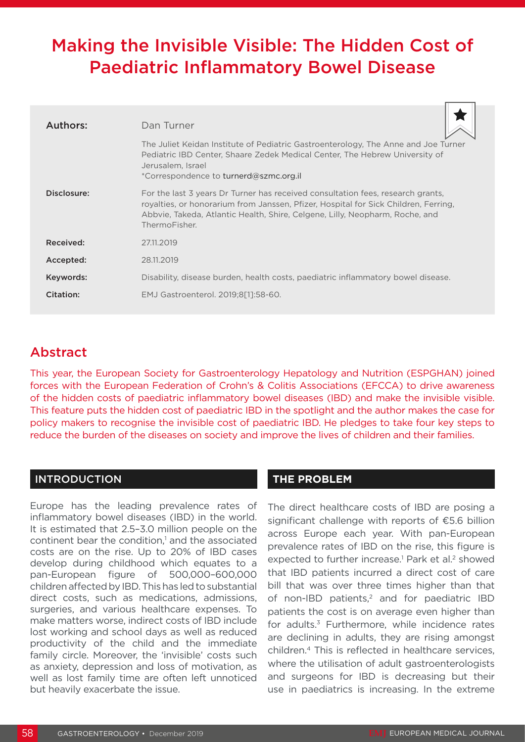# Making the Invisible Visible: The Hidden Cost of Paediatric Inflammatory Bowel Disease

| | |
|---|---|
| **Authors:** | Dan Turner<br>The Juliet Keidan Institute of Pediatric Gastroenterology, The Anne and Joe Turner Pediatric IBD Center, Shaare Zedek Medical Center, The Hebrew University of Jerusalem, Israel<br>*Correspondence to turnerd@szmc.org.il |
| **Disclosure:** | For the last 3 years Dr Turner has received consultation fees, research grants, royalties, or honorarium from Janssen, Pfizer, Hospital for Sick Children, Ferring, Abbvie, Takeda, Atlantic Health, Shire, Celgene, Lilly, Neopharm, Roche, and ThermoFisher. |
| **Received:** | 27.11.2019 |
| **Accepted:** | 28.11.2019 |
| **Keywords:** | Disability, disease burden, health costs, paediatric inflammatory bowel disease. |
| **Citation:** | EMJ Gastroenterol. 2019;8[1]:58-60. |

## Abstract

This year, the European Society for Gastroenterology Hepatology and Nutrition (ESPGHAN) joined forces with the European Federation of Crohn's & Colitis Associations (EFCCA) to drive awareness of the hidden costs of paediatric inflammatory bowel diseases (IBD) and make the invisible visible. This feature puts the hidden cost of paediatric IBD in the spotlight and the author makes the case for policy makers to recognise the invisible cost of paediatric IBD. He pledges to take four key steps to reduce the burden of the diseases on society and improve the lives of children and their families.

## INTRODUCTION

Europe has the leading prevalence rates of inflammatory bowel diseases (IBD) in the world. It is estimated that 2.5–3.0 million people on the continent bear the condition,[1] and the associated costs are on the rise. Up to 20% of IBD cases develop during childhood which equates to a pan-European figure of 500,000–600,000 children affected by IBD. This has led to substantial direct costs, such as medications, admissions, surgeries, and various healthcare expenses. To make matters worse, indirect costs of IBD include lost working and school days as well as reduced productivity of the child and the immediate family circle. Moreover, the 'invisible' costs such as anxiety, depression and loss of motivation, as well as lost family time are often left unnoticed but heavily exacerbate the issue.

## THE PROBLEM

The direct healthcare costs of IBD are posing a significant challenge with reports of €5.6 billion across Europe each year. With pan-European prevalence rates of IBD on the rise, this figure is expected to further increase.[1] Park et al.[2] showed that IBD patients incurred a direct cost of care bill that was over three times higher than that of non-IBD patients,[2] and for paediatric IBD patients the cost is on average even higher than for adults.[3] Furthermore, while incidence rates are declining in adults, they are rising amongst children.[4] This is reflected in healthcare services, where the utilisation of adult gastroenterologists and surgeons for IBD is decreasing but their use in paediatrics is increasing. In the extreme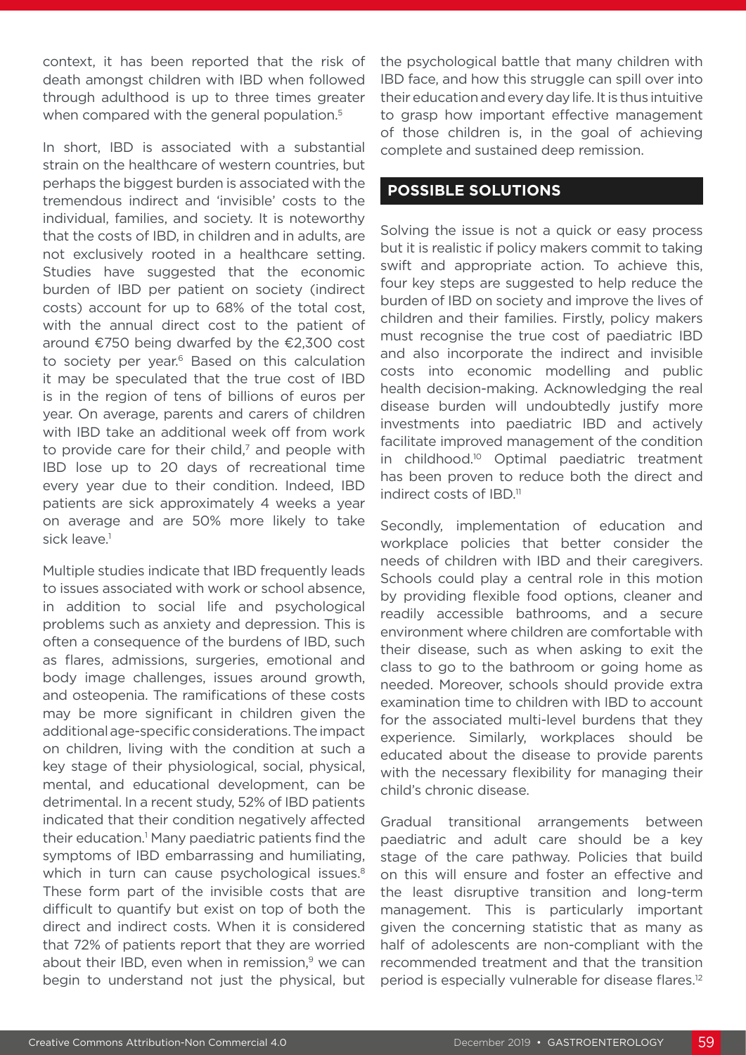context, it has been reported that the risk of death amongst children with IBD when followed through adulthood is up to three times greater when compared with the general population.[5]

In short, IBD is associated with a substantial strain on the healthcare of western countries, but perhaps the biggest burden is associated with the tremendous indirect and 'invisible' costs to the individual, families, and society. It is noteworthy that the costs of IBD, in children and in adults, are not exclusively rooted in a healthcare setting. Studies have suggested that the economic burden of IBD per patient on society (indirect costs) account for up to 68% of the total cost, with the annual direct cost to the patient of around €750 being dwarfed by the €2,300 cost to society per year.[6] Based on this calculation it may be speculated that the true cost of IBD is in the region of tens of billions of euros per year. On average, parents and carers of children with IBD take an additional week off from work to provide care for their child,[7] and people with IBD lose up to 20 days of recreational time every year due to their condition. Indeed, IBD patients are sick approximately 4 weeks a year on average and are 50% more likely to take sick leave.[1]

Multiple studies indicate that IBD frequently leads to issues associated with work or school absence, in addition to social life and psychological problems such as anxiety and depression. This is often a consequence of the burdens of IBD, such as flares, admissions, surgeries, emotional and body image challenges, issues around growth, and osteopenia. The ramifications of these costs may be more significant in children given the additional age-specific considerations. The impact on children, living with the condition at such a key stage of their physiological, social, physical, mental, and educational development, can be detrimental. In a recent study, 52% of IBD patients indicated that their condition negatively affected their education.[1] Many paediatric patients find the symptoms of IBD embarrassing and humiliating, which in turn can cause psychological issues.[8] These form part of the invisible costs that are difficult to quantify but exist on top of both the direct and indirect costs. When it is considered that 72% of patients report that they are worried about their IBD, even when in remission,[9] we can begin to understand not just the physical, but the psychological battle that many children with IBD face, and how this struggle can spill over into their education and every day life. It is thus intuitive to grasp how important effective management of those children is, in the goal of achieving complete and sustained deep remission.

## POSSIBLE SOLUTIONS

Solving the issue is not a quick or easy process but it is realistic if policy makers commit to taking swift and appropriate action. To achieve this, four key steps are suggested to help reduce the burden of IBD on society and improve the lives of children and their families. Firstly, policy makers must recognise the true cost of paediatric IBD and also incorporate the indirect and invisible costs into economic modelling and public health decision-making. Acknowledging the real disease burden will undoubtedly justify more investments into paediatric IBD and actively facilitate improved management of the condition in childhood.[10] Optimal paediatric treatment has been proven to reduce both the direct and indirect costs of IBD.[11]

Secondly, implementation of education and workplace policies that better consider the needs of children with IBD and their caregivers. Schools could play a central role in this motion by providing flexible food options, cleaner and readily accessible bathrooms, and a secure environment where children are comfortable with their disease, such as when asking to exit the class to go to the bathroom or going home as needed. Moreover, schools should provide extra examination time to children with IBD to account for the associated multi-level burdens that they experience. Similarly, workplaces should be educated about the disease to provide parents with the necessary flexibility for managing their child's chronic disease.

Gradual transitional arrangements between paediatric and adult care should be a key stage of the care pathway. Policies that build on this will ensure and foster an effective and the least disruptive transition and long-term management. This is particularly important given the concerning statistic that as many as half of adolescents are non-compliant with the recommended treatment and that the transition period is especially vulnerable for disease flares.[12]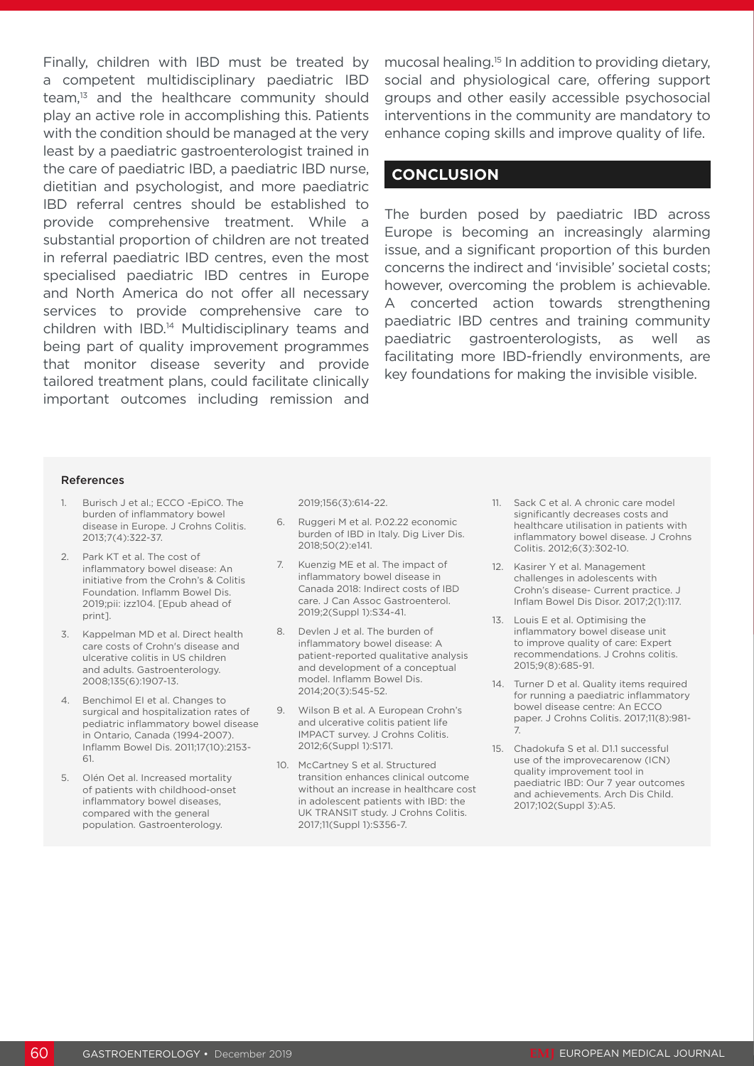Finally, children with IBD must be treated by a competent multidisciplinary paediatric IBD team,[13] and the healthcare community should play an active role in accomplishing this. Patients with the condition should be managed at the very least by a paediatric gastroenterologist trained in the care of paediatric IBD, a paediatric IBD nurse, dietitian and psychologist, and more paediatric IBD referral centres should be established to provide comprehensive treatment. While a substantial proportion of children are not treated in referral paediatric IBD centres, even the most specialised paediatric IBD centres in Europe and North America do not offer all necessary services to provide comprehensive care to children with IBD.[14] Multidisciplinary teams and being part of quality improvement programmes that monitor disease severity and provide tailored treatment plans, could facilitate clinically important outcomes including remission and mucosal healing.[15] In addition to providing dietary, social and physiological care, offering support groups and other easily accessible psychosocial interventions in the community are mandatory to enhance coping skills and improve quality of life.

## CONCLUSION

The burden posed by paediatric IBD across Europe is becoming an increasingly alarming issue, and a significant proportion of this burden concerns the indirect and 'invisible' societal costs; however, overcoming the problem is achievable. A concerted action towards strengthening paediatric IBD centres and training community paediatric gastroenterologists, as well as facilitating more IBD-friendly environments, are key foundations for making the invisible visible.

### References

1. Burisch J et al.; ECCO -EpiCO. The burden of inflammatory bowel disease in Europe. J Crohns Colitis. 2013;7(4):322-37.
2. Park KT et al. The cost of inflammatory bowel disease: An initiative from the Crohn's & Colitis Foundation. Inflamm Bowel Dis. 2019;pii: izz104. [Epub ahead of print].
3. Kappelman MD et al. Direct health care costs of Crohn's disease and ulcerative colitis in US children and adults. Gastroenterology. 2008;135(6):1907-13.
4. Benchimol EI et al. Changes to surgical and hospitalization rates of pediatric inflammatory bowel disease in Ontario, Canada (1994-2007). Inflamm Bowel Dis. 2011;17(10):2153-61.
5. Olén Oet al. Increased mortality of patients with childhood-onset inflammatory bowel diseases, compared with the general population. Gastroenterology. 2019;156(3):614-22.
6. Ruggeri M et al. P.02.22 economic burden of IBD in Italy. Dig Liver Dis. 2018;50(2):e141.
7. Kuenzig ME et al. The impact of inflammatory bowel disease in Canada 2018: Indirect costs of IBD care. J Can Assoc Gastroenterol. 2019;2(Suppl 1):S34-41.
8. Devlen J et al. The burden of inflammatory bowel disease: A patient-reported qualitative analysis and development of a conceptual model. Inflamm Bowel Dis. 2014;20(3):545-52.
9. Wilson B et al. A European Crohn's and ulcerative colitis patient life IMPACT survey. J Crohns Colitis. 2012;6(Suppl 1):S171.
10. McCartney S et al. Structured transition enhances clinical outcome without an increase in healthcare cost in adolescent patients with IBD: the UK TRANSIT study. J Crohns Colitis. 2017;11(Suppl 1):S356-7.
11. Sack C et al. A chronic care model significantly decreases costs and healthcare utilisation in patients with inflammatory bowel disease. J Crohns Colitis. 2012;6(3):302-10.
12. Kasirer Y et al. Management challenges in adolescents with Crohn's disease- Current practice. J Inflam Bowel Dis Disor. 2017;2(1):117.
13. Louis E et al. Optimising the inflammatory bowel disease unit to improve quality of care: Expert recommendations. J Crohns colitis. 2015;9(8):685-91.
14. Turner D et al. Quality items required for running a paediatric inflammatory bowel disease centre: An ECCO paper. J Crohns Colitis. 2017;11(8):981-7.
15. Chadokufa S et al. D1.1 successful use of the improvecarenow (ICN) quality improvement tool in paediatric IBD: Our 7 year outcomes and achievements. Arch Dis Child. 2017;102(Suppl 3):A5.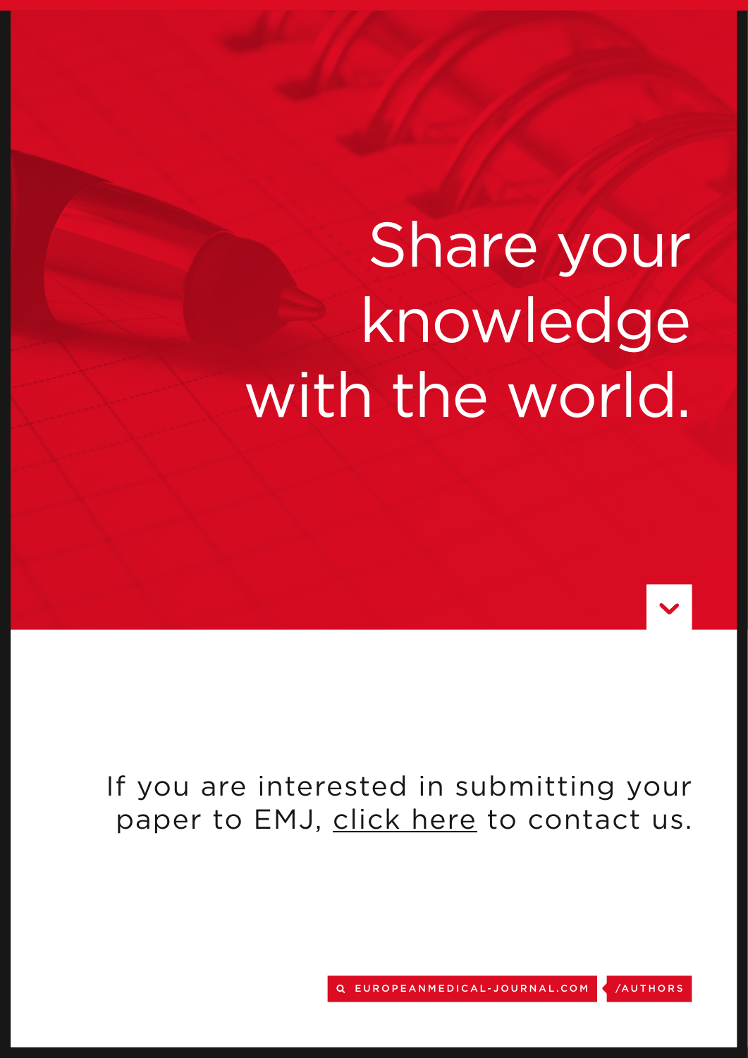# Share your knowledge with the world.

If you are interested in submitting your paper to EMJ, click here to contact us.

EUROPEANMEDICAL-JOURNAL.COM /AUTHORS